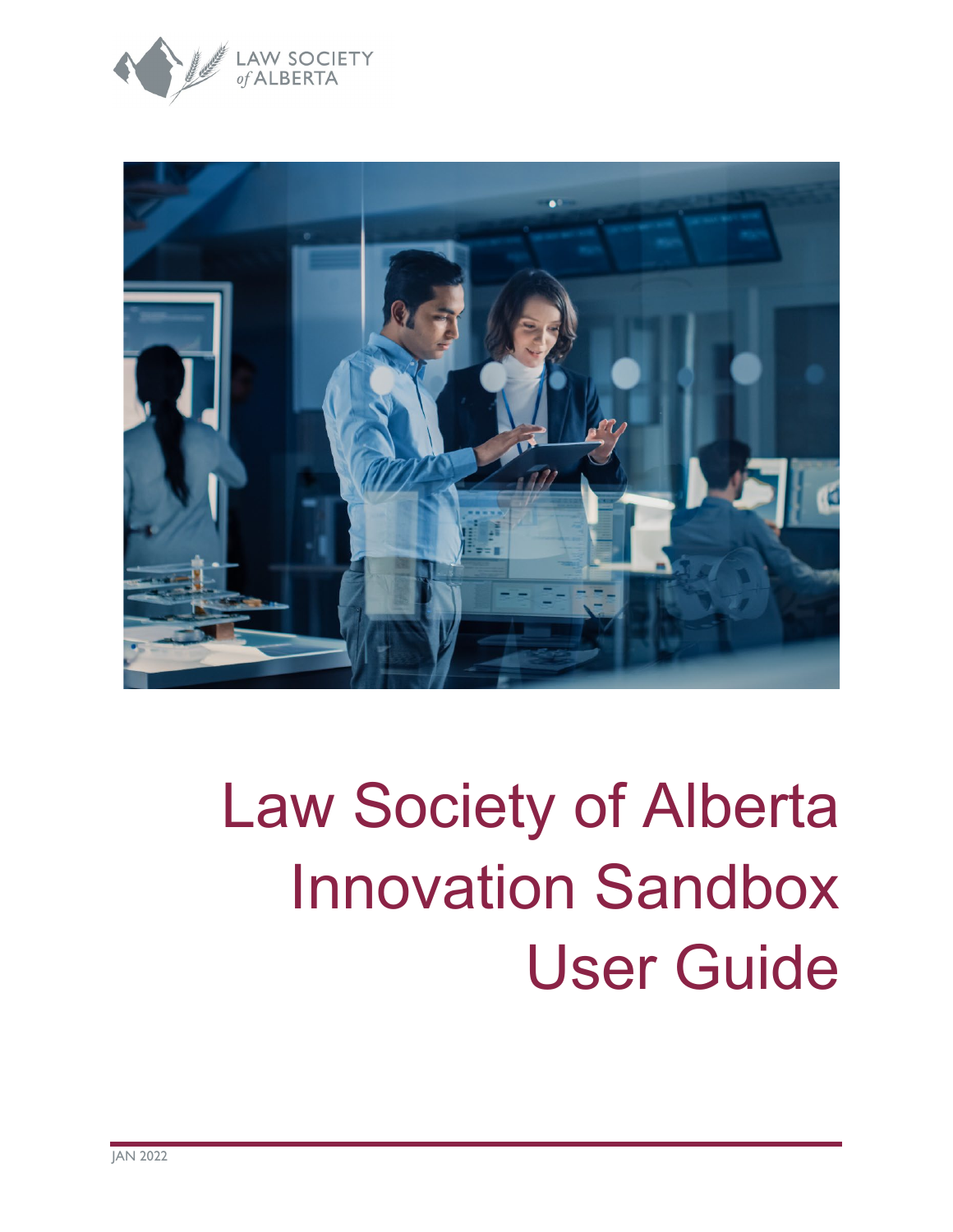LAW SOCIETY of ALBERTA

# Law Society of Alberta Innovation Sandbox User Guide

JAN 2022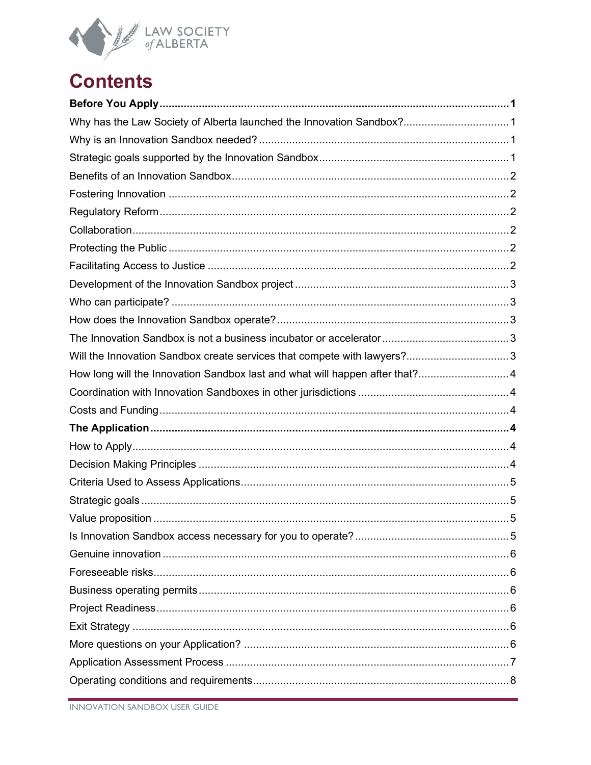# Contents

**Before You Apply** ..................................................................................................... **1**

Why has the Law Society of Alberta launched the Innovation Sandbox? ..................................... 1

Why is an Innovation Sandbox needed? ..................................................................................... 1

Strategic goals supported by the Innovation Sandbox ................................................................ 1

Benefits of an Innovation Sandbox .............................................................................................. 2

Fostering Innovation .................................................................................................................... 2

Regulatory Reform ...................................................................................................................... 2

Collaboration ............................................................................................................................... 2

Protecting the Public ................................................................................................................... 2

Facilitating Access to Justice ...................................................................................................... 2

Development of the Innovation Sandbox project ......................................................................... 3

Who can participate? .................................................................................................................. 3

How does the Innovation Sandbox operate? ............................................................................... 3

The Innovation Sandbox is not a business incubator or accelerator ............................................ 3

Will the Innovation Sandbox create services that compete with lawyers? ................................... 3

How long will the Innovation Sandbox last and what will happen after that? .............................. 4

Coordination with Innovation Sandboxes in other jurisdictions ................................................... 4

Costs and Funding ...................................................................................................................... 4

**The Application** ......................................................................................................... **4**

How to Apply ............................................................................................................................... 4

Decision Making Principles ......................................................................................................... 4

Criteria Used to Assess Applications ........................................................................................... 5

Strategic goals ............................................................................................................................ 5

Value proposition ......................................................................................................................... 5

Is Innovation Sandbox access necessary for you to operate? ..................................................... 5

Genuine innovation ..................................................................................................................... 6

Foreseeable risks ........................................................................................................................ 6

Business operating permits ......................................................................................................... 6

Project Readiness ....................................................................................................................... 6

Exit Strategy ............................................................................................................................... 6

More questions on your Application? ......................................................................................... 6

Application Assessment Process ................................................................................................ 7

Operating conditions and requirements ....................................................................................... 8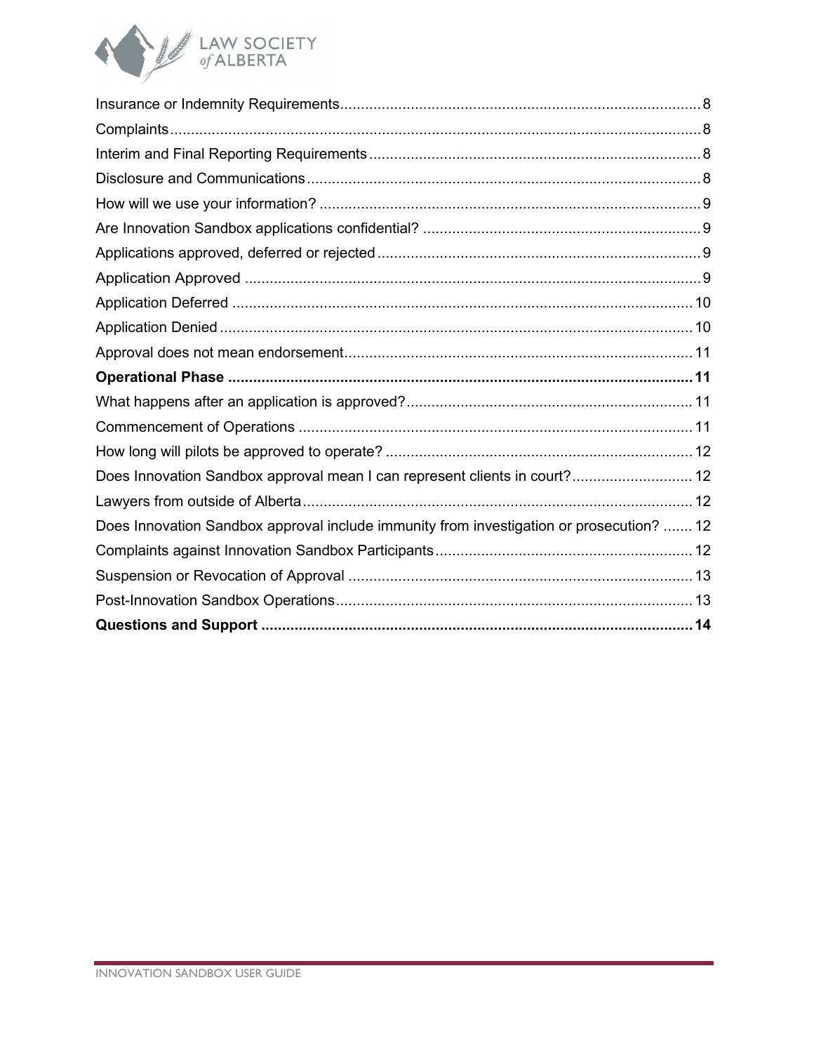Insurance or Indemnity Requirements ........................................................................ 8
Complaints ........................................................................................................... 8
Interim and Final Reporting Requirements ................................................................. 8
Disclosure and Communications ............................................................................... 8
How will we use your information? ............................................................................ 9
Are Innovation Sandbox applications confidential? ..................................................... 9
Applications approved, deferred or rejected ............................................................... 9
Application Approved .............................................................................................. 9
Application Deferred ............................................................................................... 10
Application Denied .................................................................................................. 10
Approval does not mean endorsement ....................................................................... 11
**Operational Phase ................................................................................................. 11**
What happens after an application is approved? ........................................................ 11
Commencement of Operations .................................................................................. 11
How long will pilots be approved to operate? ............................................................. 12
Does Innovation Sandbox approval mean I can represent clients in court? ..................... 12
Lawyers from outside of Alberta ............................................................................... 12
Does Innovation Sandbox approval include immunity from investigation or prosecution? ....... 12
Complaints against Innovation Sandbox Participants ................................................... 12
Suspension or Revocation of Approval ....................................................................... 13
Post-Innovation Sandbox Operations ......................................................................... 13
**Questions and Support ........................................................................................... 14**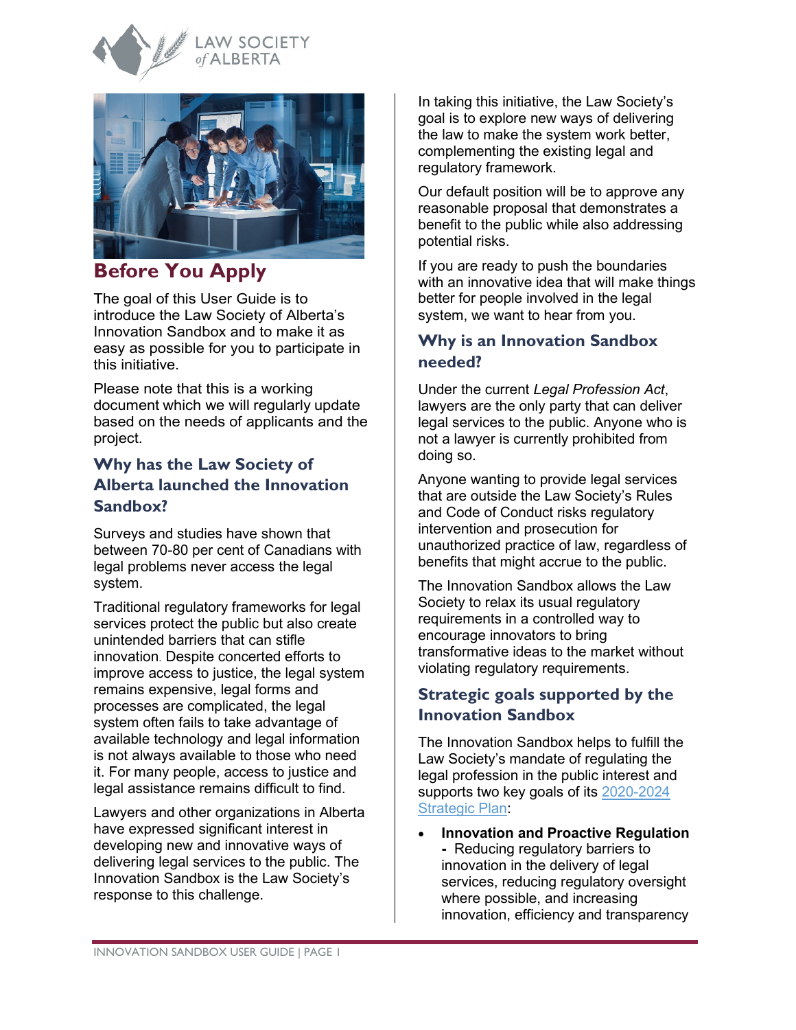# Before You Apply

The goal of this User Guide is to introduce the Law Society of Alberta's Innovation Sandbox and to make it as easy as possible for you to participate in this initiative.

Please note that this is a working document which we will regularly update based on the needs of applicants and the project.

## Why has the Law Society of Alberta launched the Innovation Sandbox?

Surveys and studies have shown that between 70-80 per cent of Canadians with legal problems never access the legal system.

Traditional regulatory frameworks for legal services protect the public but also create unintended barriers that can stifle innovation. Despite concerted efforts to improve access to justice, the legal system remains expensive, legal forms and processes are complicated, the legal system often fails to take advantage of available technology and legal information is not always available to those who need it. For many people, access to justice and legal assistance remains difficult to find.

Lawyers and other organizations in Alberta have expressed significant interest in developing new and innovative ways of delivering legal services to the public. The Innovation Sandbox is the Law Society's response to this challenge.

In taking this initiative, the Law Society's goal is to explore new ways of delivering the law to make the system work better, complementing the existing legal and regulatory framework.

Our default position will be to approve any reasonable proposal that demonstrates a benefit to the public while also addressing potential risks.

If you are ready to push the boundaries with an innovative idea that will make things better for people involved in the legal system, we want to hear from you.

## Why is an Innovation Sandbox needed?

Under the current *Legal Profession Act*, lawyers are the only party that can deliver legal services to the public. Anyone who is not a lawyer is currently prohibited from doing so.

Anyone wanting to provide legal services that are outside the Law Society's Rules and Code of Conduct risks regulatory intervention and prosecution for unauthorized practice of law, regardless of benefits that might accrue to the public.

The Innovation Sandbox allows the Law Society to relax its usual regulatory requirements in a controlled way to encourage innovators to bring transformative ideas to the market without violating regulatory requirements.

## Strategic goals supported by the Innovation Sandbox

The Innovation Sandbox helps to fulfill the Law Society's mandate of regulating the legal profession in the public interest and supports two key goals of its [2020-2024 Strategic Plan]:

- **Innovation and Proactive Regulation -** Reducing regulatory barriers to innovation in the delivery of legal services, reducing regulatory oversight where possible, and increasing innovation, efficiency and transparency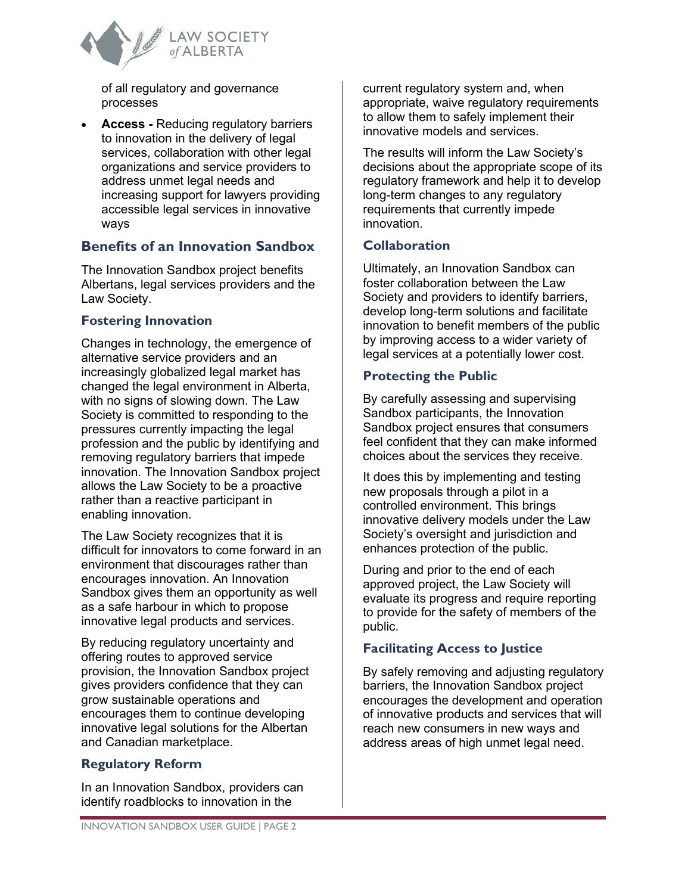of all regulatory and governance processes

- **Access -** Reducing regulatory barriers to innovation in the delivery of legal services, collaboration with other legal organizations and service providers to address unmet legal needs and increasing support for lawyers providing accessible legal services in innovative ways

## Benefits of an Innovation Sandbox

The Innovation Sandbox project benefits Albertans, legal services providers and the Law Society.

### Fostering Innovation

Changes in technology, the emergence of alternative service providers and an increasingly globalized legal market has changed the legal environment in Alberta, with no signs of slowing down. The Law Society is committed to responding to the pressures currently impacting the legal profession and the public by identifying and removing regulatory barriers that impede innovation. The Innovation Sandbox project allows the Law Society to be a proactive rather than a reactive participant in enabling innovation.

The Law Society recognizes that it is difficult for innovators to come forward in an environment that discourages rather than encourages innovation. An Innovation Sandbox gives them an opportunity as well as a safe harbour in which to propose innovative legal products and services.

By reducing regulatory uncertainty and offering routes to approved service provision, the Innovation Sandbox project gives providers confidence that they can grow sustainable operations and encourages them to continue developing innovative legal solutions for the Albertan and Canadian marketplace.

### Regulatory Reform

In an Innovation Sandbox, providers can identify roadblocks to innovation in the current regulatory system and, when appropriate, waive regulatory requirements to allow them to safely implement their innovative models and services.

The results will inform the Law Society's decisions about the appropriate scope of its regulatory framework and help it to develop long-term changes to any regulatory requirements that currently impede innovation.

### Collaboration

Ultimately, an Innovation Sandbox can foster collaboration between the Law Society and providers to identify barriers, develop long-term solutions and facilitate innovation to benefit members of the public by improving access to a wider variety of legal services at a potentially lower cost.

### Protecting the Public

By carefully assessing and supervising Sandbox participants, the Innovation Sandbox project ensures that consumers feel confident that they can make informed choices about the services they receive.

It does this by implementing and testing new proposals through a pilot in a controlled environment. This brings innovative delivery models under the Law Society's oversight and jurisdiction and enhances protection of the public.

During and prior to the end of each approved project, the Law Society will evaluate its progress and require reporting to provide for the safety of members of the public.

### Facilitating Access to Justice

By safely removing and adjusting regulatory barriers, the Innovation Sandbox project encourages the development and operation of innovative products and services that will reach new consumers in new ways and address areas of high unmet legal need.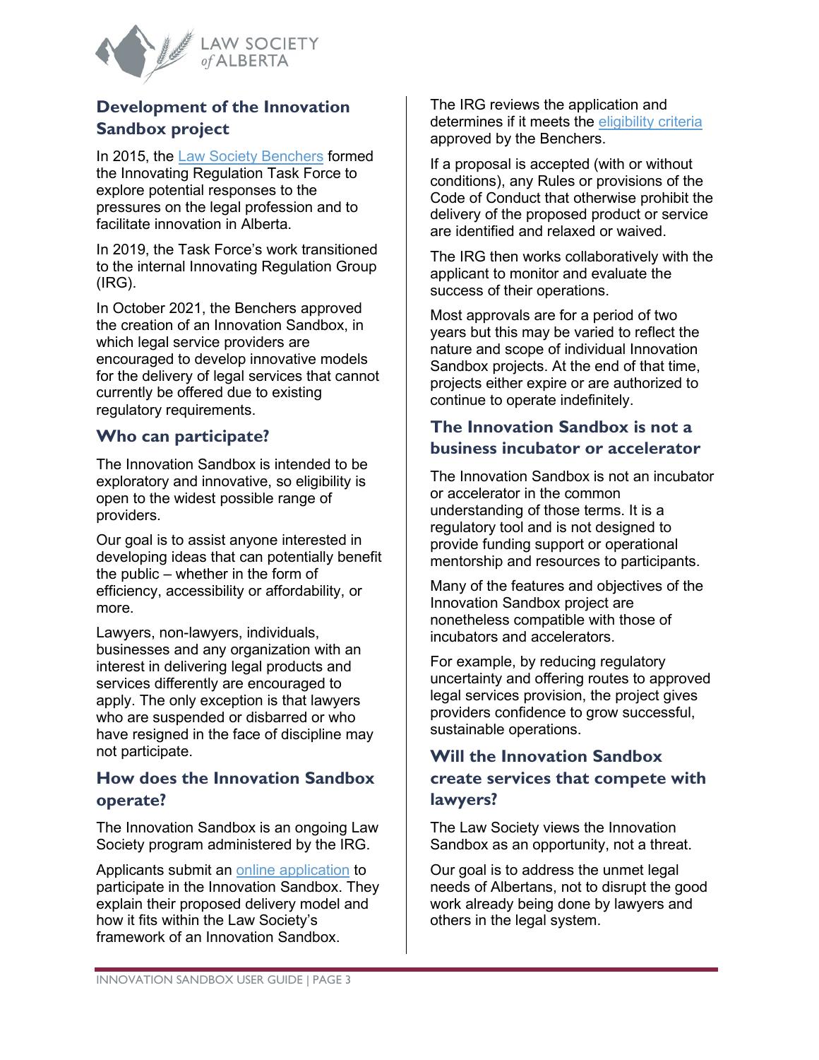## Development of the Innovation Sandbox project

In 2015, the Law Society Benchers formed the Innovating Regulation Task Force to explore potential responses to the pressures on the legal profession and to facilitate innovation in Alberta.

In 2019, the Task Force's work transitioned to the internal Innovating Regulation Group (IRG).

In October 2021, the Benchers approved the creation of an Innovation Sandbox, in which legal service providers are encouraged to develop innovative models for the delivery of legal services that cannot currently be offered due to existing regulatory requirements.

## Who can participate?

The Innovation Sandbox is intended to be exploratory and innovative, so eligibility is open to the widest possible range of providers.

Our goal is to assist anyone interested in developing ideas that can potentially benefit the public – whether in the form of efficiency, accessibility or affordability, or more.

Lawyers, non-lawyers, individuals, businesses and any organization with an interest in delivering legal products and services differently are encouraged to apply. The only exception is that lawyers who are suspended or disbarred or who have resigned in the face of discipline may not participate.

## How does the Innovation Sandbox operate?

The Innovation Sandbox is an ongoing Law Society program administered by the IRG.

Applicants submit an online application to participate in the Innovation Sandbox. They explain their proposed delivery model and how it fits within the Law Society's framework of an Innovation Sandbox.

The IRG reviews the application and determines if it meets the eligibility criteria approved by the Benchers.

If a proposal is accepted (with or without conditions), any Rules or provisions of the Code of Conduct that otherwise prohibit the delivery of the proposed product or service are identified and relaxed or waived.

The IRG then works collaboratively with the applicant to monitor and evaluate the success of their operations.

Most approvals are for a period of two years but this may be varied to reflect the nature and scope of individual Innovation Sandbox projects. At the end of that time, projects either expire or are authorized to continue to operate indefinitely.

## The Innovation Sandbox is not a business incubator or accelerator

The Innovation Sandbox is not an incubator or accelerator in the common understanding of those terms. It is a regulatory tool and is not designed to provide funding support or operational mentorship and resources to participants.

Many of the features and objectives of the Innovation Sandbox project are nonetheless compatible with those of incubators and accelerators.

For example, by reducing regulatory uncertainty and offering routes to approved legal services provision, the project gives providers confidence to grow successful, sustainable operations.

## Will the Innovation Sandbox create services that compete with lawyers?

The Law Society views the Innovation Sandbox as an opportunity, not a threat.

Our goal is to address the unmet legal needs of Albertans, not to disrupt the good work already being done by lawyers and others in the legal system.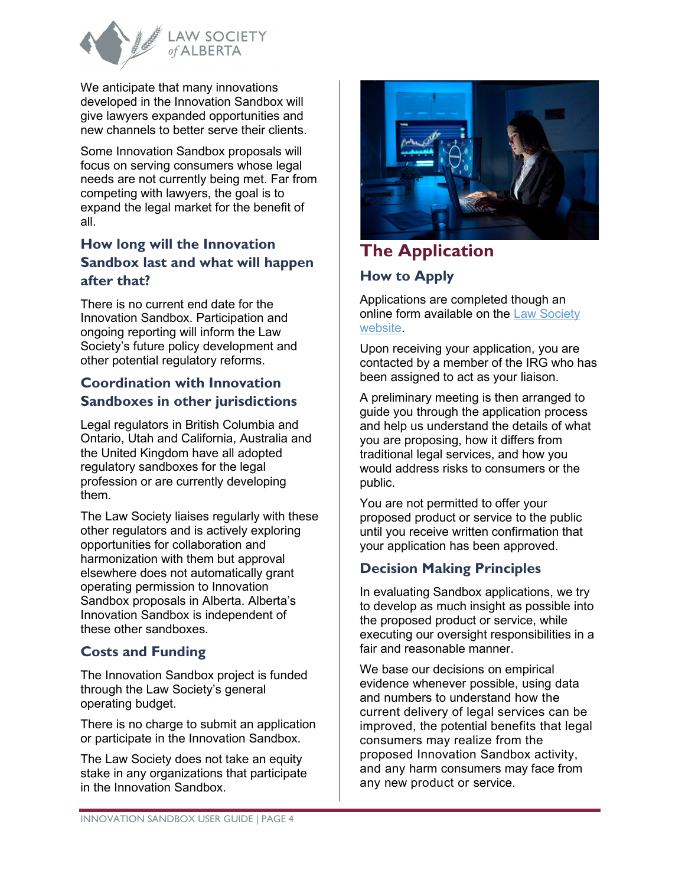We anticipate that many innovations developed in the Innovation Sandbox will give lawyers expanded opportunities and new channels to better serve their clients.

Some Innovation Sandbox proposals will focus on serving consumers whose legal needs are not currently being met. Far from competing with lawyers, the goal is to expand the legal market for the benefit of all.

### How long will the Innovation Sandbox last and what will happen after that?

There is no current end date for the Innovation Sandbox. Participation and ongoing reporting will inform the Law Society's future policy development and other potential regulatory reforms.

### Coordination with Innovation Sandboxes in other jurisdictions

Legal regulators in British Columbia and Ontario, Utah and California, Australia and the United Kingdom have all adopted regulatory sandboxes for the legal profession or are currently developing them.

The Law Society liaises regularly with these other regulators and is actively exploring opportunities for collaboration and harmonization with them but approval elsewhere does not automatically grant operating permission to Innovation Sandbox proposals in Alberta. Alberta's Innovation Sandbox is independent of these other sandboxes.

### Costs and Funding

The Innovation Sandbox project is funded through the Law Society's general operating budget.

There is no charge to submit an application or participate in the Innovation Sandbox.

The Law Society does not take an equity stake in any organizations that participate in the Innovation Sandbox.

## The Application

### How to Apply

Applications are completed though an online form available on the Law Society website.

Upon receiving your application, you are contacted by a member of the IRG who has been assigned to act as your liaison.

A preliminary meeting is then arranged to guide you through the application process and help us understand the details of what you are proposing, how it differs from traditional legal services, and how you would address risks to consumers or the public.

You are not permitted to offer your proposed product or service to the public until you receive written confirmation that your application has been approved.

### Decision Making Principles

In evaluating Sandbox applications, we try to develop as much insight as possible into the proposed product or service, while executing our oversight responsibilities in a fair and reasonable manner.

We base our decisions on empirical evidence whenever possible, using data and numbers to understand how the current delivery of legal services can be improved, the potential benefits that legal consumers may realize from the proposed Innovation Sandbox activity, and any harm consumers may face from any new product or service.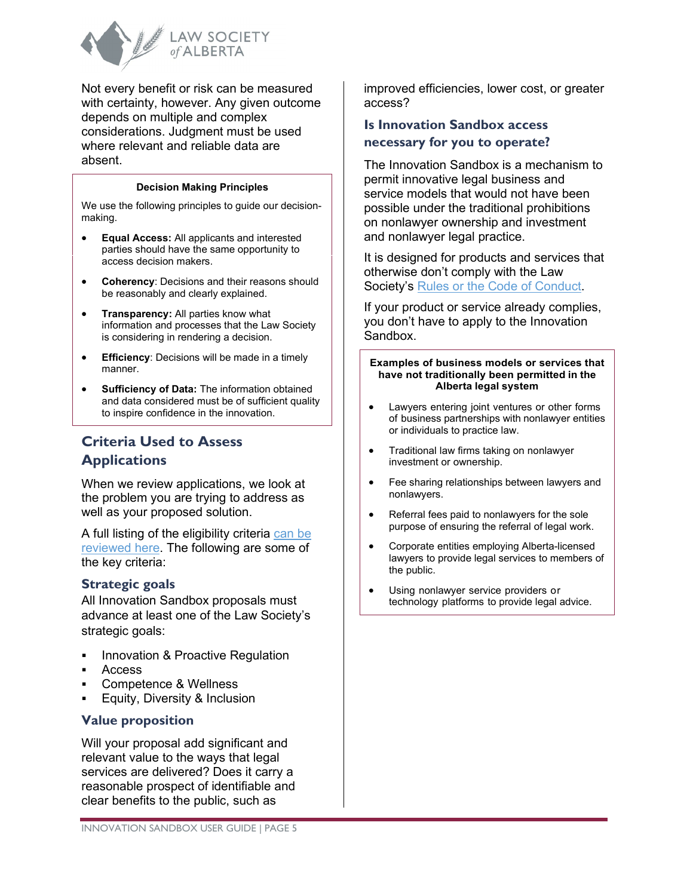Not every benefit or risk can be measured with certainty, however. Any given outcome depends on multiple and complex considerations. Judgment must be used where relevant and reliable data are absent.

**Decision Making Principles**

We use the following principles to guide our decision-making.

- **Equal Access:** All applicants and interested parties should have the same opportunity to access decision makers.
- **Coherency**: Decisions and their reasons should be reasonably and clearly explained.
- **Transparency:** All parties know what information and processes that the Law Society is considering in rendering a decision.
- **Efficiency**: Decisions will be made in a timely manner.
- **Sufficiency of Data:** The information obtained and data considered must be of sufficient quality to inspire confidence in the innovation.

## Criteria Used to Assess Applications

When we review applications, we look at the problem you are trying to address as well as your proposed solution.

A full listing of the eligibility criteria [can be reviewed here](). The following are some of the key criteria:

### Strategic goals

All Innovation Sandbox proposals must advance at least one of the Law Society's strategic goals:

- Innovation & Proactive Regulation
- Access
- Competence & Wellness
- Equity, Diversity & Inclusion

### Value proposition

Will your proposal add significant and relevant value to the ways that legal services are delivered? Does it carry a reasonable prospect of identifiable and clear benefits to the public, such as improved efficiencies, lower cost, or greater access?

### Is Innovation Sandbox access necessary for you to operate?

The Innovation Sandbox is a mechanism to permit innovative legal business and service models that would not have been possible under the traditional prohibitions on nonlawyer ownership and investment and nonlawyer legal practice.

It is designed for products and services that otherwise don't comply with the Law Society's [Rules or the Code of Conduct]().

If your product or service already complies, you don't have to apply to the Innovation Sandbox.

**Examples of business models or services that have not traditionally been permitted in the Alberta legal system**

- Lawyers entering joint ventures or other forms of business partnerships with nonlawyer entities or individuals to practice law.
- Traditional law firms taking on nonlawyer investment or ownership.
- Fee sharing relationships between lawyers and nonlawyers.
- Referral fees paid to nonlawyers for the sole purpose of ensuring the referral of legal work.
- Corporate entities employing Alberta-licensed lawyers to provide legal services to members of the public.
- Using nonlawyer service providers or technology platforms to provide legal advice.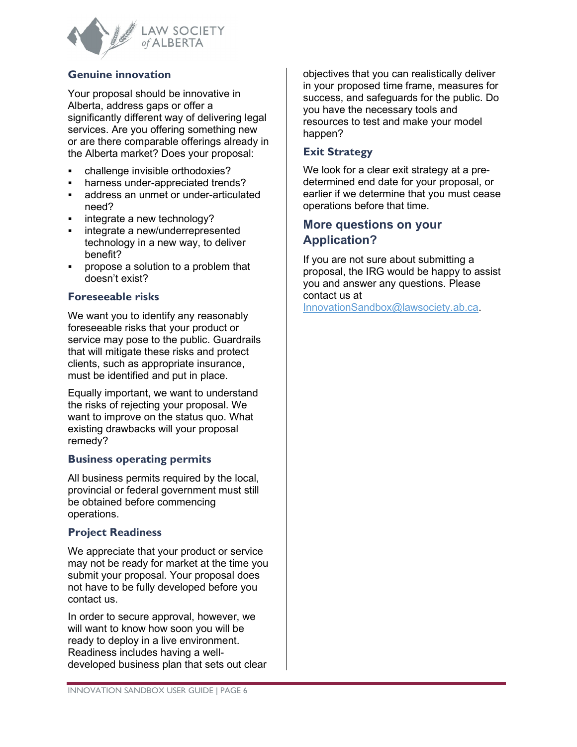### Genuine innovation

Your proposal should be innovative in Alberta, address gaps or offer a significantly different way of delivering legal services. Are you offering something new or are there comparable offerings already in the Alberta market? Does your proposal:

- challenge invisible orthodoxies?
- harness under-appreciated trends?
- address an unmet or under-articulated need?
- integrate a new technology?
- integrate a new/underrepresented technology in a new way, to deliver benefit?
- propose a solution to a problem that doesn't exist?

### Foreseeable risks

We want you to identify any reasonably foreseeable risks that your product or service may pose to the public. Guardrails that will mitigate these risks and protect clients, such as appropriate insurance, must be identified and put in place.

Equally important, we want to understand the risks of rejecting your proposal. We want to improve on the status quo. What existing drawbacks will your proposal remedy?

### Business operating permits

All business permits required by the local, provincial or federal government must still be obtained before commencing operations.

### Project Readiness

We appreciate that your product or service may not be ready for market at the time you submit your proposal. Your proposal does not have to be fully developed before you contact us.

In order to secure approval, however, we will want to know how soon you will be ready to deploy in a live environment. Readiness includes having a well-developed business plan that sets out clear objectives that you can realistically deliver in your proposed time frame, measures for success, and safeguards for the public. Do you have the necessary tools and resources to test and make your model happen?

### Exit Strategy

We look for a clear exit strategy at a pre-determined end date for your proposal, or earlier if we determine that you must cease operations before that time.

## More questions on your Application?

If you are not sure about submitting a proposal, the IRG would be happy to assist you and answer any questions. Please contact us at InnovationSandbox@lawsociety.ab.ca.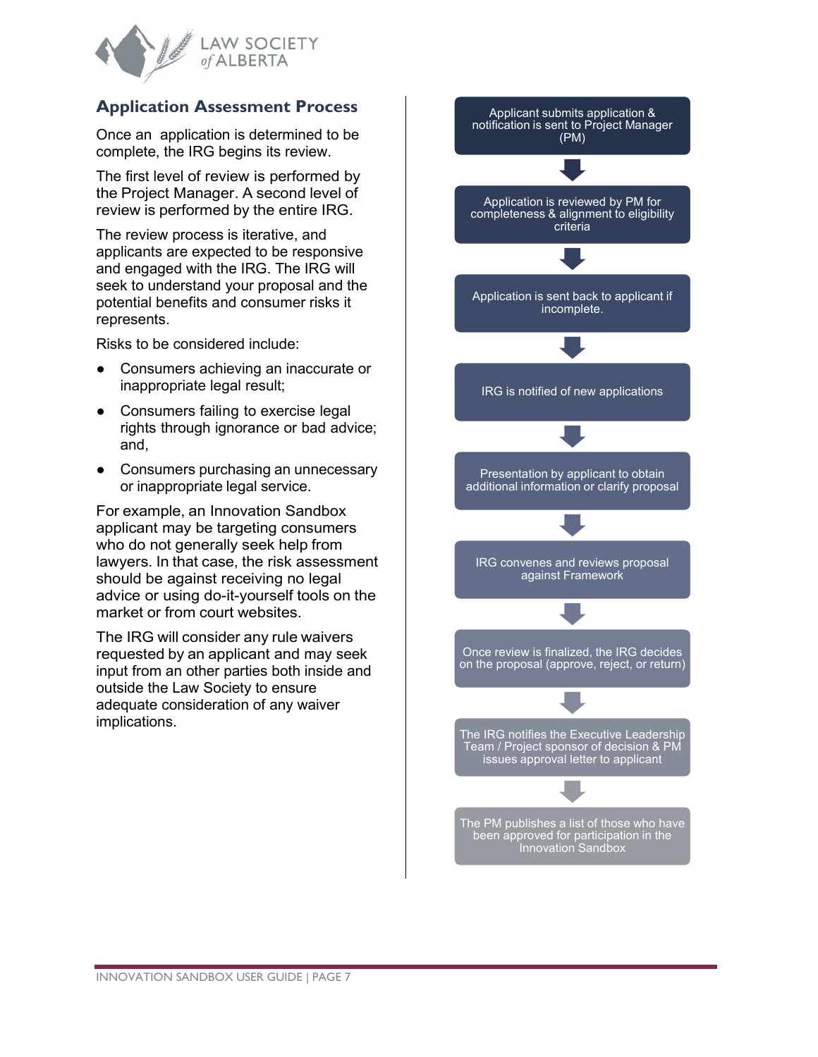## Application Assessment Process

Once an application is determined to be complete, the IRG begins its review.

The first level of review is performed by the Project Manager. A second level of review is performed by the entire IRG.

The review process is iterative, and applicants are expected to be responsive and engaged with the IRG. The IRG will seek to understand your proposal and the potential benefits and consumer risks it represents.

Risks to be considered include:

- Consumers achieving an inaccurate or inappropriate legal result;
- Consumers failing to exercise legal rights through ignorance or bad advice; and,
- Consumers purchasing an unnecessary or inappropriate legal service.

For example, an Innovation Sandbox applicant may be targeting consumers who do not generally seek help from lawyers. In that case, the risk assessment should be against receiving no legal advice or using do-it-yourself tools on the market or from court websites.

The IRG will consider any rule waivers requested by an applicant and may seek input from an other parties both inside and outside the Law Society to ensure adequate consideration of any waiver implications.

1. Applicant submits application & notification is sent to Project Manager (PM)
2. Application is reviewed by PM for completeness & alignment to eligibility criteria
3. Application is sent back to applicant if incomplete.
4. IRG is notified of new applications
5. Presentation by applicant to obtain additional information or clarify proposal
6. IRG convenes and reviews proposal against Framework
7. Once review is finalized, the IRG decides on the proposal (approve, reject, or return)
8. The IRG notifies the Executive Leadership Team / Project sponsor of decision & PM issues approval letter to applicant
9. The PM publishes a list of those who have been approved for participation in the Innovation Sandbox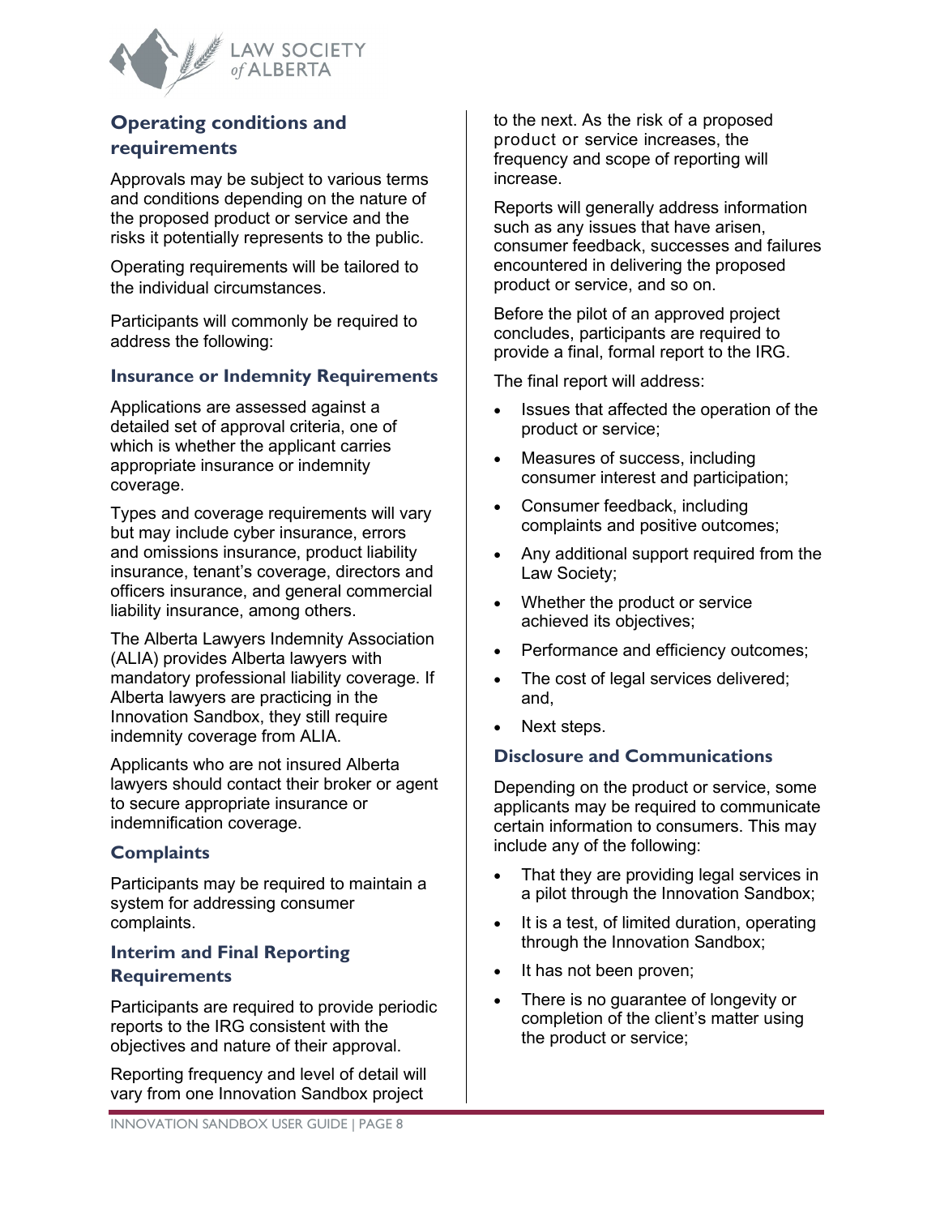## Operating conditions and requirements

Approvals may be subject to various terms and conditions depending on the nature of the proposed product or service and the risks it potentially represents to the public.

Operating requirements will be tailored to the individual circumstances.

Participants will commonly be required to address the following:

### Insurance or Indemnity Requirements

Applications are assessed against a detailed set of approval criteria, one of which is whether the applicant carries appropriate insurance or indemnity coverage.

Types and coverage requirements will vary but may include cyber insurance, errors and omissions insurance, product liability insurance, tenant's coverage, directors and officers insurance, and general commercial liability insurance, among others.

The Alberta Lawyers Indemnity Association (ALIA) provides Alberta lawyers with mandatory professional liability coverage. If Alberta lawyers are practicing in the Innovation Sandbox, they still require indemnity coverage from ALIA.

Applicants who are not insured Alberta lawyers should contact their broker or agent to secure appropriate insurance or indemnification coverage.

### Complaints

Participants may be required to maintain a system for addressing consumer complaints.

### Interim and Final Reporting Requirements

Participants are required to provide periodic reports to the IRG consistent with the objectives and nature of their approval.

Reporting frequency and level of detail will vary from one Innovation Sandbox project to the next. As the risk of a proposed product or service increases, the frequency and scope of reporting will increase.

Reports will generally address information such as any issues that have arisen, consumer feedback, successes and failures encountered in delivering the proposed product or service, and so on.

Before the pilot of an approved project concludes, participants are required to provide a final, formal report to the IRG.

The final report will address:

- Issues that affected the operation of the product or service;
- Measures of success, including consumer interest and participation;
- Consumer feedback, including complaints and positive outcomes;
- Any additional support required from the Law Society;
- Whether the product or service achieved its objectives;
- Performance and efficiency outcomes;
- The cost of legal services delivered; and,
- Next steps.

### Disclosure and Communications

Depending on the product or service, some applicants may be required to communicate certain information to consumers. This may include any of the following:

- That they are providing legal services in a pilot through the Innovation Sandbox;
- It is a test, of limited duration, operating through the Innovation Sandbox;
- It has not been proven;
- There is no guarantee of longevity or completion of the client's matter using the product or service;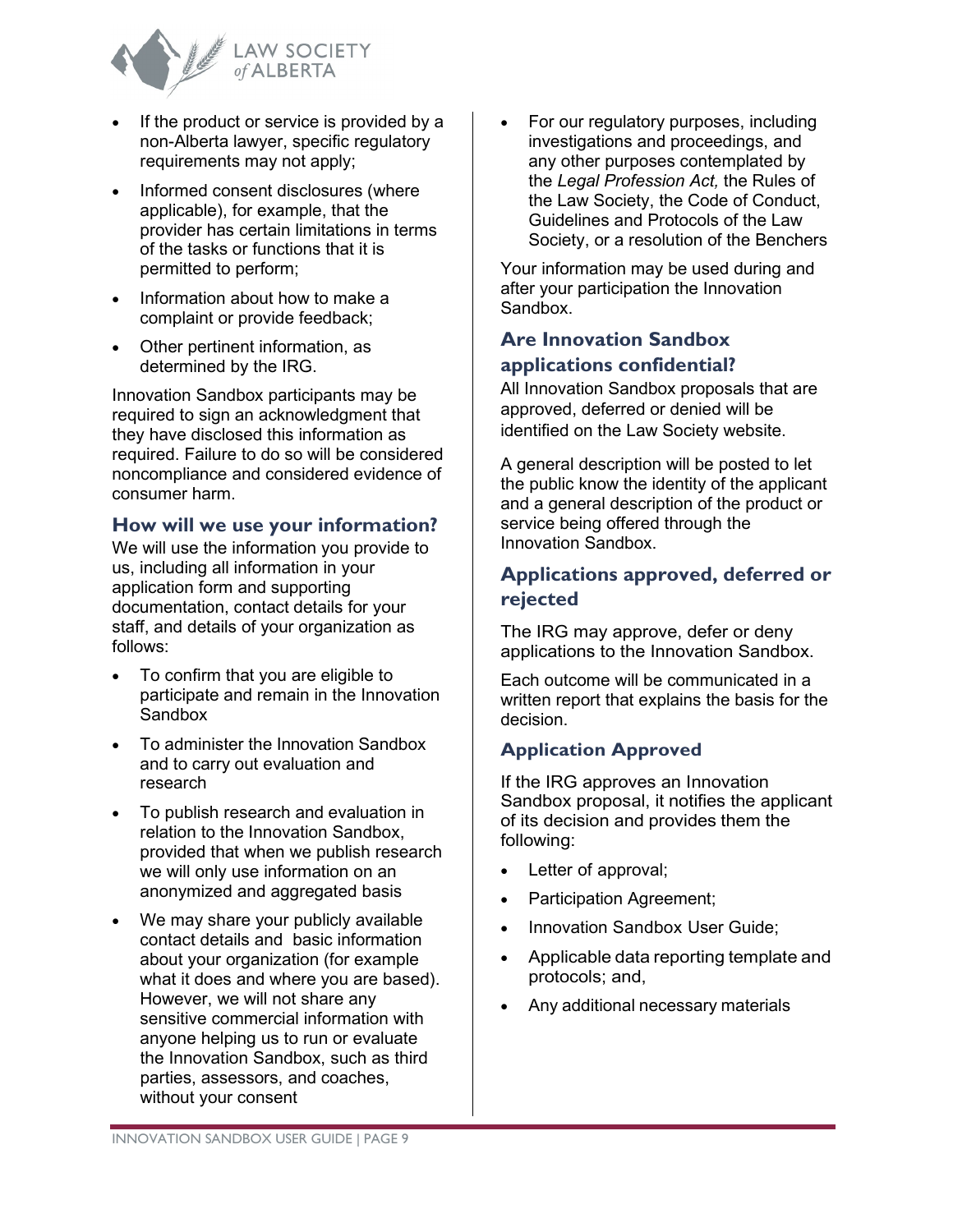- If the product or service is provided by a non-Alberta lawyer, specific regulatory requirements may not apply;
- Informed consent disclosures (where applicable), for example, that the provider has certain limitations in terms of the tasks or functions that it is permitted to perform;
- Information about how to make a complaint or provide feedback;
- Other pertinent information, as determined by the IRG.

Innovation Sandbox participants may be required to sign an acknowledgment that they have disclosed this information as required. Failure to do so will be considered noncompliance and considered evidence of consumer harm.

### How will we use your information?

We will use the information you provide to us, including all information in your application form and supporting documentation, contact details for your staff, and details of your organization as follows:

- To confirm that you are eligible to participate and remain in the Innovation Sandbox
- To administer the Innovation Sandbox and to carry out evaluation and research
- To publish research and evaluation in relation to the Innovation Sandbox, provided that when we publish research we will only use information on an anonymized and aggregated basis
- We may share your publicly available contact details and basic information about your organization (for example what it does and where you are based). However, we will not share any sensitive commercial information with anyone helping us to run or evaluate the Innovation Sandbox, such as third parties, assessors, and coaches, without your consent
- For our regulatory purposes, including investigations and proceedings, and any other purposes contemplated by the *Legal Profession Act,* the Rules of the Law Society, the Code of Conduct, Guidelines and Protocols of the Law Society, or a resolution of the Benchers

Your information may be used during and after your participation the Innovation Sandbox.

### Are Innovation Sandbox applications confidential?

All Innovation Sandbox proposals that are approved, deferred or denied will be identified on the Law Society website.

A general description will be posted to let the public know the identity of the applicant and a general description of the product or service being offered through the Innovation Sandbox.

### Applications approved, deferred or rejected

The IRG may approve, defer or deny applications to the Innovation Sandbox.

Each outcome will be communicated in a written report that explains the basis for the decision.

### Application Approved

If the IRG approves an Innovation Sandbox proposal, it notifies the applicant of its decision and provides them the following:

- Letter of approval;
- Participation Agreement;
- Innovation Sandbox User Guide;
- Applicable data reporting template and protocols; and,
- Any additional necessary materials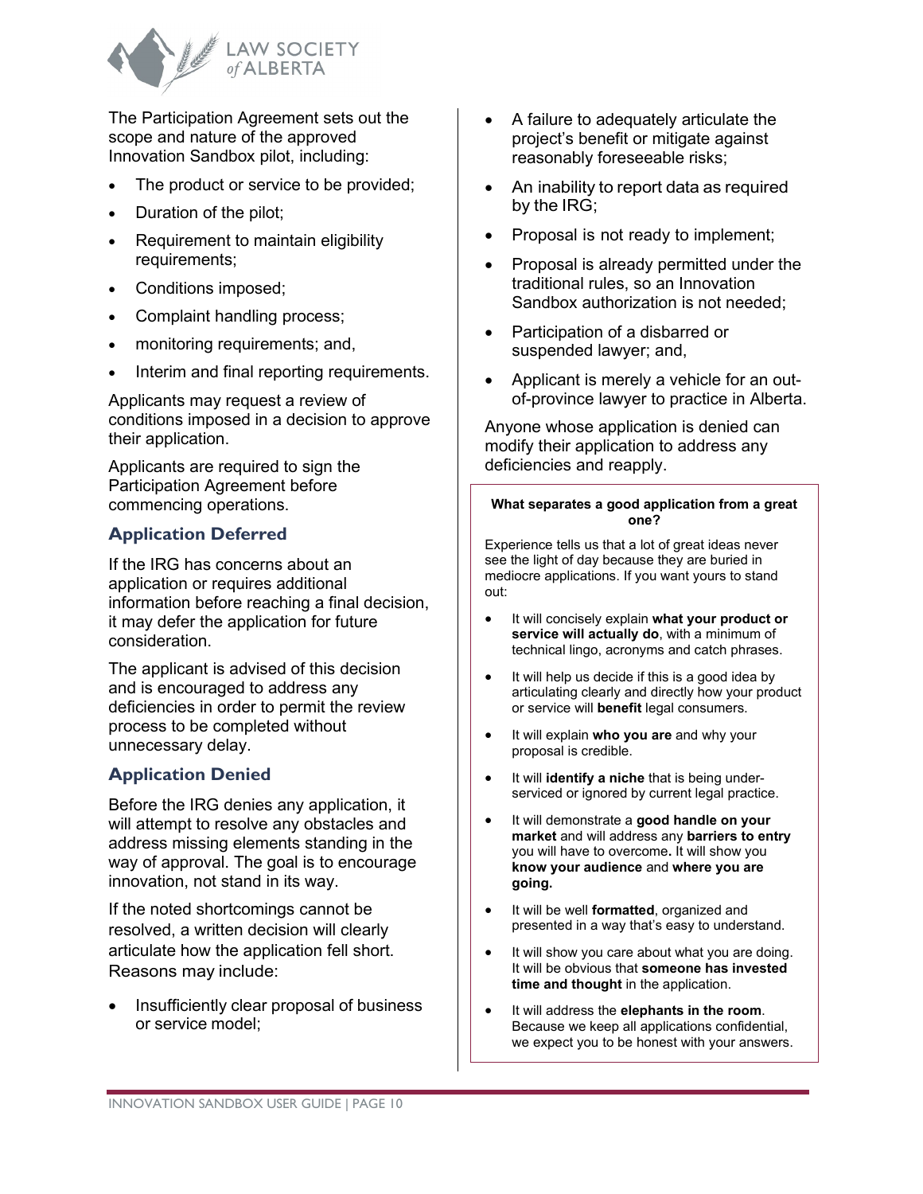The Participation Agreement sets out the scope and nature of the approved Innovation Sandbox pilot, including:

- The product or service to be provided;
- Duration of the pilot;
- Requirement to maintain eligibility requirements;
- Conditions imposed;
- Complaint handling process;
- monitoring requirements; and,
- Interim and final reporting requirements.

Applicants may request a review of conditions imposed in a decision to approve their application.

Applicants are required to sign the Participation Agreement before commencing operations.

### Application Deferred

If the IRG has concerns about an application or requires additional information before reaching a final decision, it may defer the application for future consideration.

The applicant is advised of this decision and is encouraged to address any deficiencies in order to permit the review process to be completed without unnecessary delay.

### Application Denied

Before the IRG denies any application, it will attempt to resolve any obstacles and address missing elements standing in the way of approval. The goal is to encourage innovation, not stand in its way.

If the noted shortcomings cannot be resolved, a written decision will clearly articulate how the application fell short. Reasons may include:

- Insufficiently clear proposal of business or service model;
- A failure to adequately articulate the project's benefit or mitigate against reasonably foreseeable risks;
- An inability to report data as required by the IRG;
- Proposal is not ready to implement;
- Proposal is already permitted under the traditional rules, so an Innovation Sandbox authorization is not needed;
- Participation of a disbarred or suspended lawyer; and,
- Applicant is merely a vehicle for an out-of-province lawyer to practice in Alberta.

Anyone whose application is denied can modify their application to address any deficiencies and reapply.

**What separates a good application from a great one?**

Experience tells us that a lot of great ideas never see the light of day because they are buried in mediocre applications. If you want yours to stand out:

- It will concisely explain **what your product or service will actually do**, with a minimum of technical lingo, acronyms and catch phrases.
- It will help us decide if this is a good idea by articulating clearly and directly how your product or service will **benefit** legal consumers.
- It will explain **who you are** and why your proposal is credible.
- It will **identify a niche** that is being under-serviced or ignored by current legal practice.
- It will demonstrate a **good handle on your market** and will address any **barriers to entry** you will have to overcome**.** It will show you **know your audience** and **where you are going.**
- It will be well **formatted**, organized and presented in a way that's easy to understand.
- It will show you care about what you are doing. It will be obvious that **someone has invested time and thought** in the application.
- It will address the **elephants in the room**. Because we keep all applications confidential, we expect you to be honest with your answers.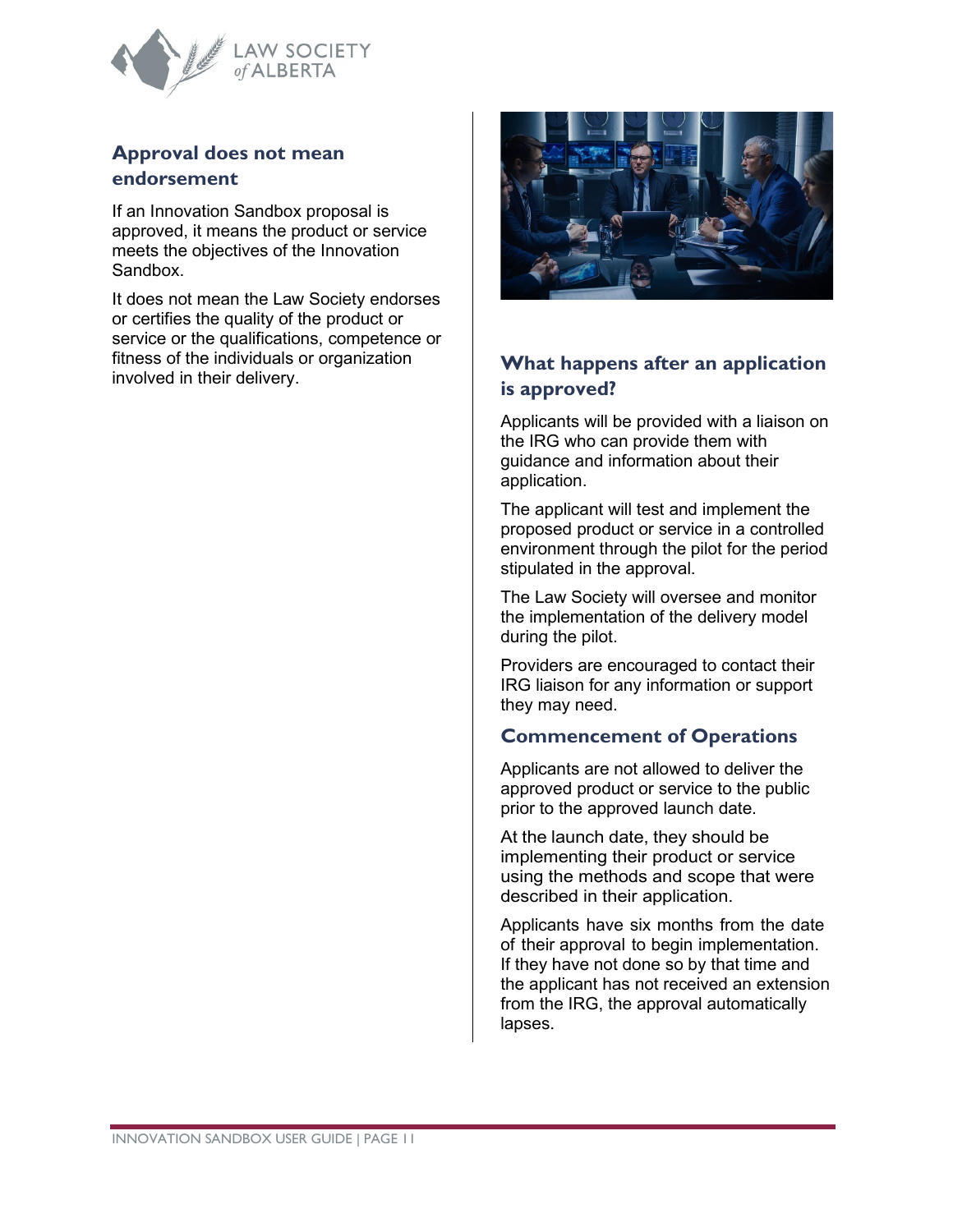## Approval does not mean endorsement

If an Innovation Sandbox proposal is approved, it means the product or service meets the objectives of the Innovation Sandbox.

It does not mean the Law Society endorses or certifies the quality of the product or service or the qualifications, competence or fitness of the individuals or organization involved in their delivery.

## What happens after an application is approved?

Applicants will be provided with a liaison on the IRG who can provide them with guidance and information about their application.

The applicant will test and implement the proposed product or service in a controlled environment through the pilot for the period stipulated in the approval.

The Law Society will oversee and monitor the implementation of the delivery model during the pilot.

Providers are encouraged to contact their IRG liaison for any information or support they may need.

### Commencement of Operations

Applicants are not allowed to deliver the approved product or service to the public prior to the approved launch date.

At the launch date, they should be implementing their product or service using the methods and scope that were described in their application.

Applicants have six months from the date of their approval to begin implementation. If they have not done so by that time and the applicant has not received an extension from the IRG, the approval automatically lapses.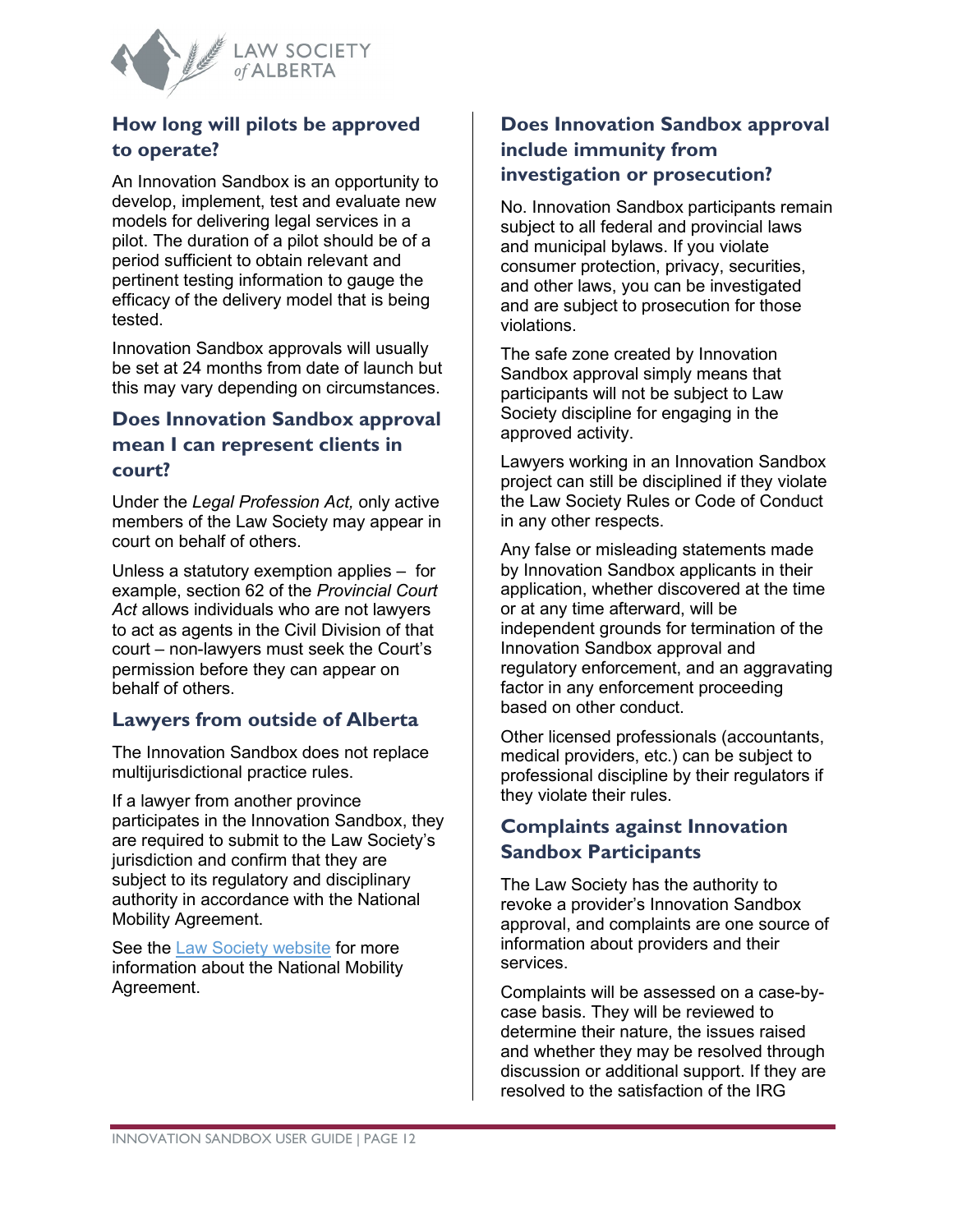## How long will pilots be approved to operate?

An Innovation Sandbox is an opportunity to develop, implement, test and evaluate new models for delivering legal services in a pilot. The duration of a pilot should be of a period sufficient to obtain relevant and pertinent testing information to gauge the efficacy of the delivery model that is being tested.

Innovation Sandbox approvals will usually be set at 24 months from date of launch but this may vary depending on circumstances.

## Does Innovation Sandbox approval mean I can represent clients in court?

Under the *Legal Profession Act,* only active members of the Law Society may appear in court on behalf of others.

Unless a statutory exemption applies – for example, section 62 of the *Provincial Court Act* allows individuals who are not lawyers to act as agents in the Civil Division of that court – non-lawyers must seek the Court's permission before they can appear on behalf of others.

## Lawyers from outside of Alberta

The Innovation Sandbox does not replace multijurisdictional practice rules.

If a lawyer from another province participates in the Innovation Sandbox, they are required to submit to the Law Society's jurisdiction and confirm that they are subject to its regulatory and disciplinary authority in accordance with the National Mobility Agreement.

See the [Law Society website] for more information about the National Mobility Agreement.

## Does Innovation Sandbox approval include immunity from investigation or prosecution?

No. Innovation Sandbox participants remain subject to all federal and provincial laws and municipal bylaws. If you violate consumer protection, privacy, securities, and other laws, you can be investigated and are subject to prosecution for those violations.

The safe zone created by Innovation Sandbox approval simply means that participants will not be subject to Law Society discipline for engaging in the approved activity.

Lawyers working in an Innovation Sandbox project can still be disciplined if they violate the Law Society Rules or Code of Conduct in any other respects.

Any false or misleading statements made by Innovation Sandbox applicants in their application, whether discovered at the time or at any time afterward, will be independent grounds for termination of the Innovation Sandbox approval and regulatory enforcement, and an aggravating factor in any enforcement proceeding based on other conduct.

Other licensed professionals (accountants, medical providers, etc.) can be subject to professional discipline by their regulators if they violate their rules.

## Complaints against Innovation Sandbox Participants

The Law Society has the authority to revoke a provider's Innovation Sandbox approval, and complaints are one source of information about providers and their services.

Complaints will be assessed on a case-by-case basis. They will be reviewed to determine their nature, the issues raised and whether they may be resolved through discussion or additional support. If they are resolved to the satisfaction of the IRG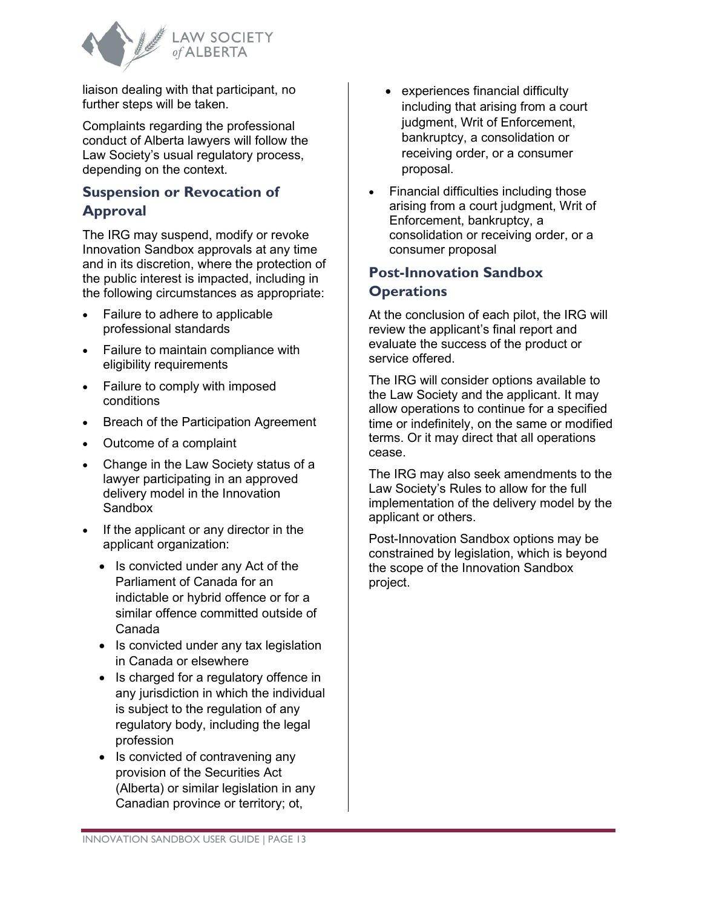liaison dealing with that participant, no further steps will be taken.

Complaints regarding the professional conduct of Alberta lawyers will follow the Law Society's usual regulatory process, depending on the context.

## Suspension or Revocation of Approval

The IRG may suspend, modify or revoke Innovation Sandbox approvals at any time and in its discretion, where the protection of the public interest is impacted, including in the following circumstances as appropriate:

- Failure to adhere to applicable professional standards
- Failure to maintain compliance with eligibility requirements
- Failure to comply with imposed conditions
- Breach of the Participation Agreement
- Outcome of a complaint
- Change in the Law Society status of a lawyer participating in an approved delivery model in the Innovation Sandbox
- If the applicant or any director in the applicant organization:
  - Is convicted under any Act of the Parliament of Canada for an indictable or hybrid offence or for a similar offence committed outside of Canada
  - Is convicted under any tax legislation in Canada or elsewhere
  - Is charged for a regulatory offence in any jurisdiction in which the individual is subject to the regulation of any regulatory body, including the legal profession
  - Is convicted of contravening any provision of the Securities Act (Alberta) or similar legislation in any Canadian province or territory; ot,
  - experiences financial difficulty including that arising from a court judgment, Writ of Enforcement, bankruptcy, a consolidation or receiving order, or a consumer proposal.
- Financial difficulties including those arising from a court judgment, Writ of Enforcement, bankruptcy, a consolidation or receiving order, or a consumer proposal

## Post-Innovation Sandbox Operations

At the conclusion of each pilot, the IRG will review the applicant's final report and evaluate the success of the product or service offered.

The IRG will consider options available to the Law Society and the applicant. It may allow operations to continue for a specified time or indefinitely, on the same or modified terms. Or it may direct that all operations cease.

The IRG may also seek amendments to the Law Society's Rules to allow for the full implementation of the delivery model by the applicant or others.

Post-Innovation Sandbox options may be constrained by legislation, which is beyond the scope of the Innovation Sandbox project.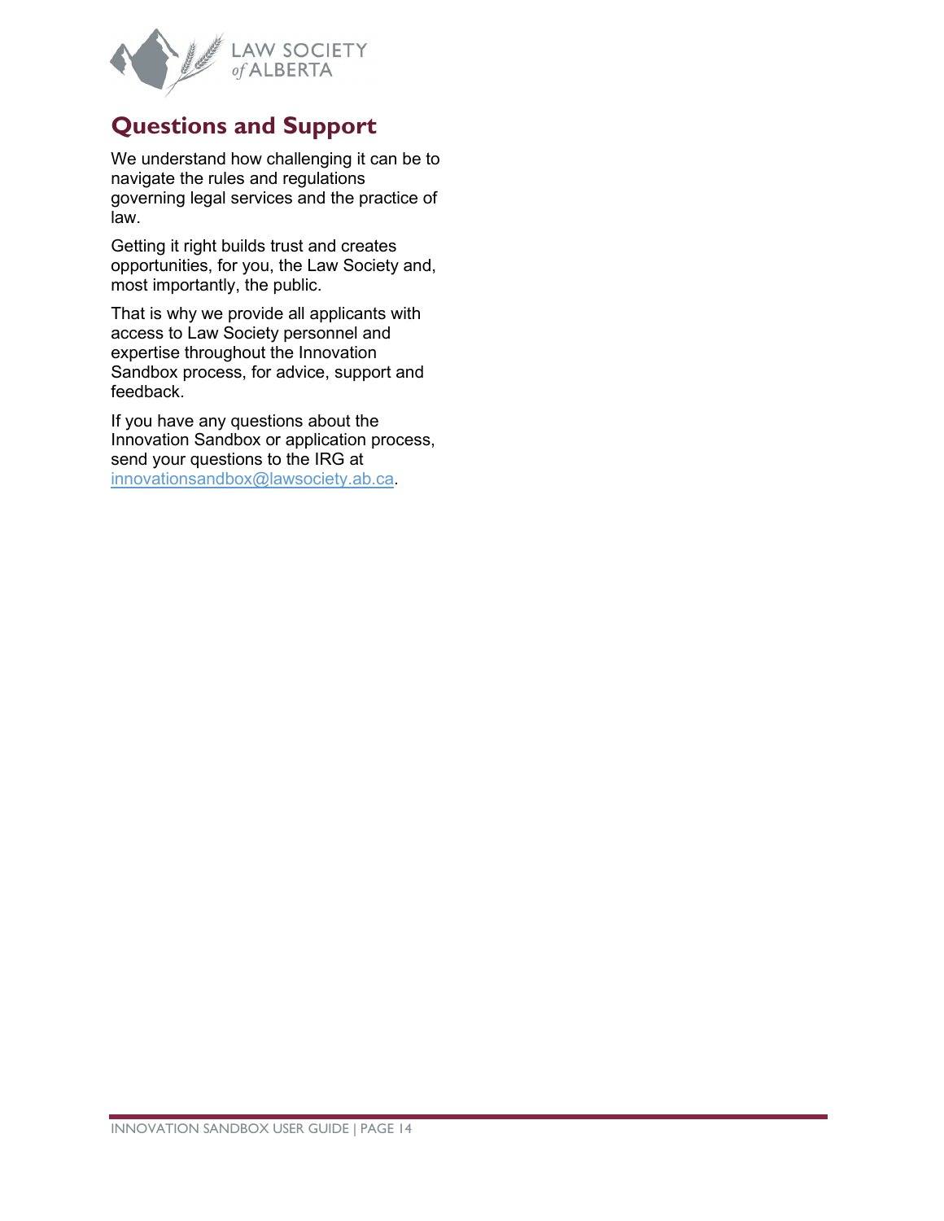## Questions and Support

We understand how challenging it can be to navigate the rules and regulations governing legal services and the practice of law.

Getting it right builds trust and creates opportunities, for you, the Law Society and, most importantly, the public.

That is why we provide all applicants with access to Law Society personnel and expertise throughout the Innovation Sandbox process, for advice, support and feedback.

If you have any questions about the Innovation Sandbox or application process, send your questions to the IRG at innovationsandbox@lawsociety.ab.ca.